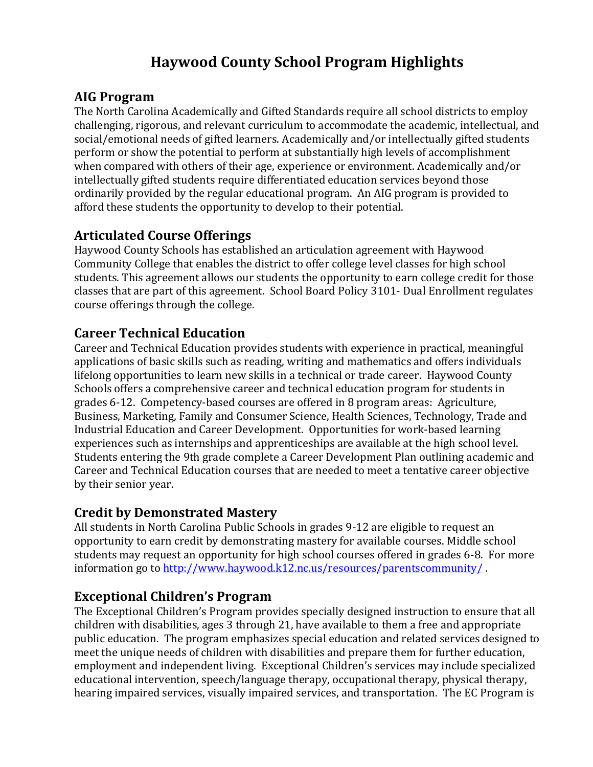# Haywood County School Program Highlights

## AIG Program

The North Carolina Academically and Gifted Standards require all school districts to employ challenging, rigorous, and relevant curriculum to accommodate the academic, intellectual, and social/emotional needs of gifted learners. Academically and/or intellectually gifted students perform or show the potential to perform at substantially high levels of accomplishment when compared with others of their age, experience or environment. Academically and/or intellectually gifted students require differentiated education services beyond those ordinarily provided by the regular educational program. An AIG program is provided to afford these students the opportunity to develop to their potential.

## Articulated Course Offerings

Haywood County Schools has established an articulation agreement with Haywood Community College that enables the district to offer college level classes for high school students. This agreement allows our students the opportunity to earn college credit for those classes that are part of this agreement. School Board Policy 3101- Dual Enrollment regulates course offerings through the college.

## Career Technical Education

Career and Technical Education provides students with experience in practical, meaningful applications of basic skills such as reading, writing and mathematics and offers individuals lifelong opportunities to learn new skills in a technical or trade career. Haywood County Schools offers a comprehensive career and technical education program for students in grades 6-12. Competency-based courses are offered in 8 program areas: Agriculture, Business, Marketing, Family and Consumer Science, Health Sciences, Technology, Trade and Industrial Education and Career Development. Opportunities for work-based learning experiences such as internships and apprenticeships are available at the high school level. Students entering the 9th grade complete a Career Development Plan outlining academic and Career and Technical Education courses that are needed to meet a tentative career objective by their senior year.

## Credit by Demonstrated Mastery

All students in North Carolina Public Schools in grades 9-12 are eligible to request an opportunity to earn credit by demonstrating mastery for available courses. Middle school students may request an opportunity for high school courses offered in grades 6-8. For more information go to http://www.haywood.k12.nc.us/resources/parentscommunity/ .

## Exceptional Children's Program

The Exceptional Children's Program provides specially designed instruction to ensure that all children with disabilities, ages 3 through 21, have available to them a free and appropriate public education. The program emphasizes special education and related services designed to meet the unique needs of children with disabilities and prepare them for further education, employment and independent living. Exceptional Children's services may include specialized educational intervention, speech/language therapy, occupational therapy, physical therapy, hearing impaired services, visually impaired services, and transportation. The EC Program is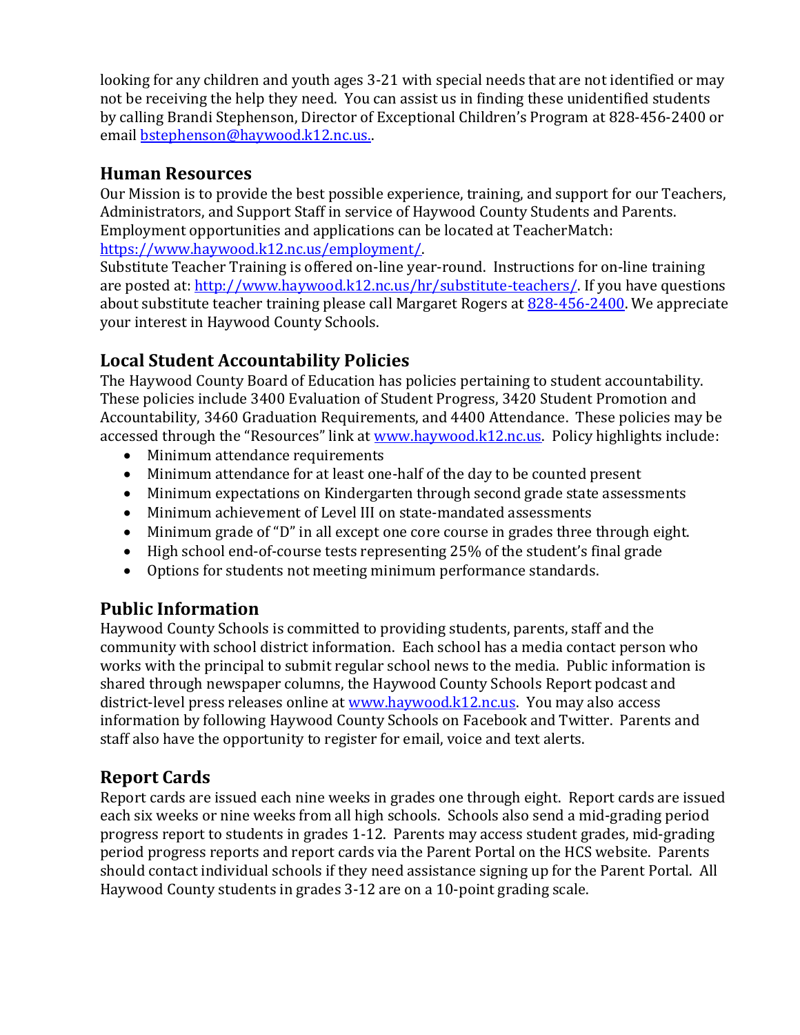looking for any children and youth ages 3-21 with special needs that are not identified or may not be receiving the help they need. You can assist us in finding these unidentified students by calling Brandi Stephenson, Director of Exceptional Children's Program at 828-456-2400 or email [bstephenson@haywood.k12.nc.us.](mailto:bstephenson@haywood.k12.nc.us).

## Human Resources

Our Mission is to provide the best possible experience, training, and support for our Teachers, Administrators, and Support Staff in service of Haywood County Students and Parents. Employment opportunities and applications can be located at TeacherMatch: [https://www.haywood.k12.nc.us/employment/](https://www.haywood.k12.nc.us/employment/).
Substitute Teacher Training is offered on-line year-round. Instructions for on-line training are posted at: [http://www.haywood.k12.nc.us/hr/substitute-teachers/](http://www.haywood.k12.nc.us/hr/substitute-teachers/). If you have questions about substitute teacher training please call Margaret Rogers at 828-456-2400. We appreciate your interest in Haywood County Schools.

## Local Student Accountability Policies

The Haywood County Board of Education has policies pertaining to student accountability. These policies include 3400 Evaluation of Student Progress, 3420 Student Promotion and Accountability, 3460 Graduation Requirements, and 4400 Attendance. These policies may be accessed through the "Resources" link at [www.haywood.k12.nc.us](http://www.haywood.k12.nc.us). Policy highlights include:

- Minimum attendance requirements
- Minimum attendance for at least one-half of the day to be counted present
- Minimum expectations on Kindergarten through second grade state assessments
- Minimum achievement of Level III on state-mandated assessments
- Minimum grade of "D" in all except one core course in grades three through eight.
- High school end-of-course tests representing 25% of the student's final grade
- Options for students not meeting minimum performance standards.

## Public Information

Haywood County Schools is committed to providing students, parents, staff and the community with school district information. Each school has a media contact person who works with the principal to submit regular school news to the media. Public information is shared through newspaper columns, the Haywood County Schools Report podcast and district-level press releases online at [www.haywood.k12.nc.us](http://www.haywood.k12.nc.us). You may also access information by following Haywood County Schools on Facebook and Twitter. Parents and staff also have the opportunity to register for email, voice and text alerts.

## Report Cards

Report cards are issued each nine weeks in grades one through eight. Report cards are issued each six weeks or nine weeks from all high schools. Schools also send a mid-grading period progress report to students in grades 1-12. Parents may access student grades, mid-grading period progress reports and report cards via the Parent Portal on the HCS website. Parents should contact individual schools if they need assistance signing up for the Parent Portal. All Haywood County students in grades 3-12 are on a 10-point grading scale.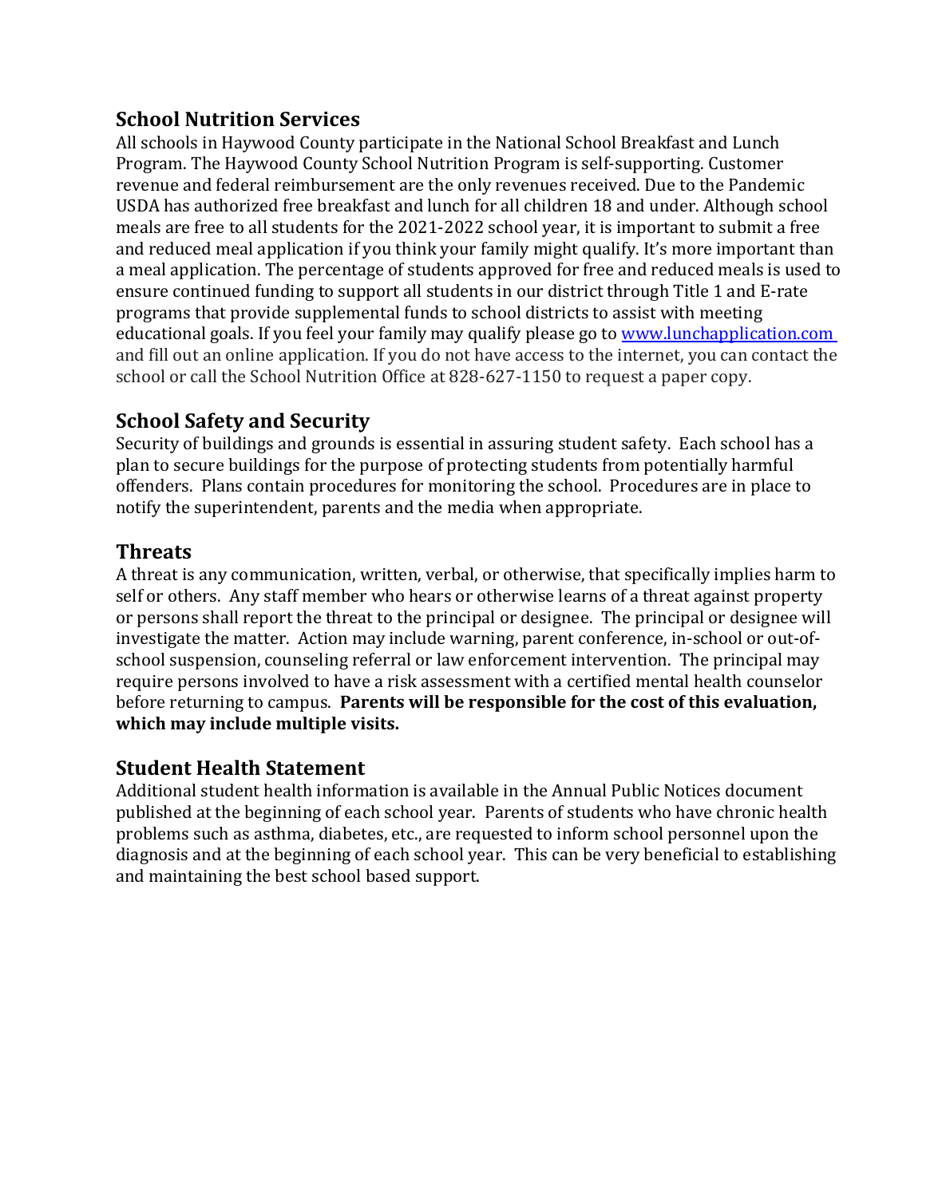## School Nutrition Services

All schools in Haywood County participate in the National School Breakfast and Lunch Program. The Haywood County School Nutrition Program is self-supporting. Customer revenue and federal reimbursement are the only revenues received. Due to the Pandemic USDA has authorized free breakfast and lunch for all children 18 and under. Although school meals are free to all students for the 2021-2022 school year, it is important to submit a free and reduced meal application if you think your family might qualify. It's more important than a meal application. The percentage of students approved for free and reduced meals is used to ensure continued funding to support all students in our district through Title 1 and E-rate programs that provide supplemental funds to school districts to assist with meeting educational goals. If you feel your family may qualify please go to [www.lunchapplication.com](www.lunchapplication.com) and fill out an online application. If you do not have access to the internet, you can contact the school or call the School Nutrition Office at 828-627-1150 to request a paper copy.

## School Safety and Security

Security of buildings and grounds is essential in assuring student safety. Each school has a plan to secure buildings for the purpose of protecting students from potentially harmful offenders. Plans contain procedures for monitoring the school. Procedures are in place to notify the superintendent, parents and the media when appropriate.

## Threats

A threat is any communication, written, verbal, or otherwise, that specifically implies harm to self or others. Any staff member who hears or otherwise learns of a threat against property or persons shall report the threat to the principal or designee. The principal or designee will investigate the matter. Action may include warning, parent conference, in-school or out-of-school suspension, counseling referral or law enforcement intervention. The principal may require persons involved to have a risk assessment with a certified mental health counselor before returning to campus. **Parents will be responsible for the cost of this evaluation, which may include multiple visits.**

## Student Health Statement

Additional student health information is available in the Annual Public Notices document published at the beginning of each school year. Parents of students who have chronic health problems such as asthma, diabetes, etc., are requested to inform school personnel upon the diagnosis and at the beginning of each school year. This can be very beneficial to establishing and maintaining the best school based support.